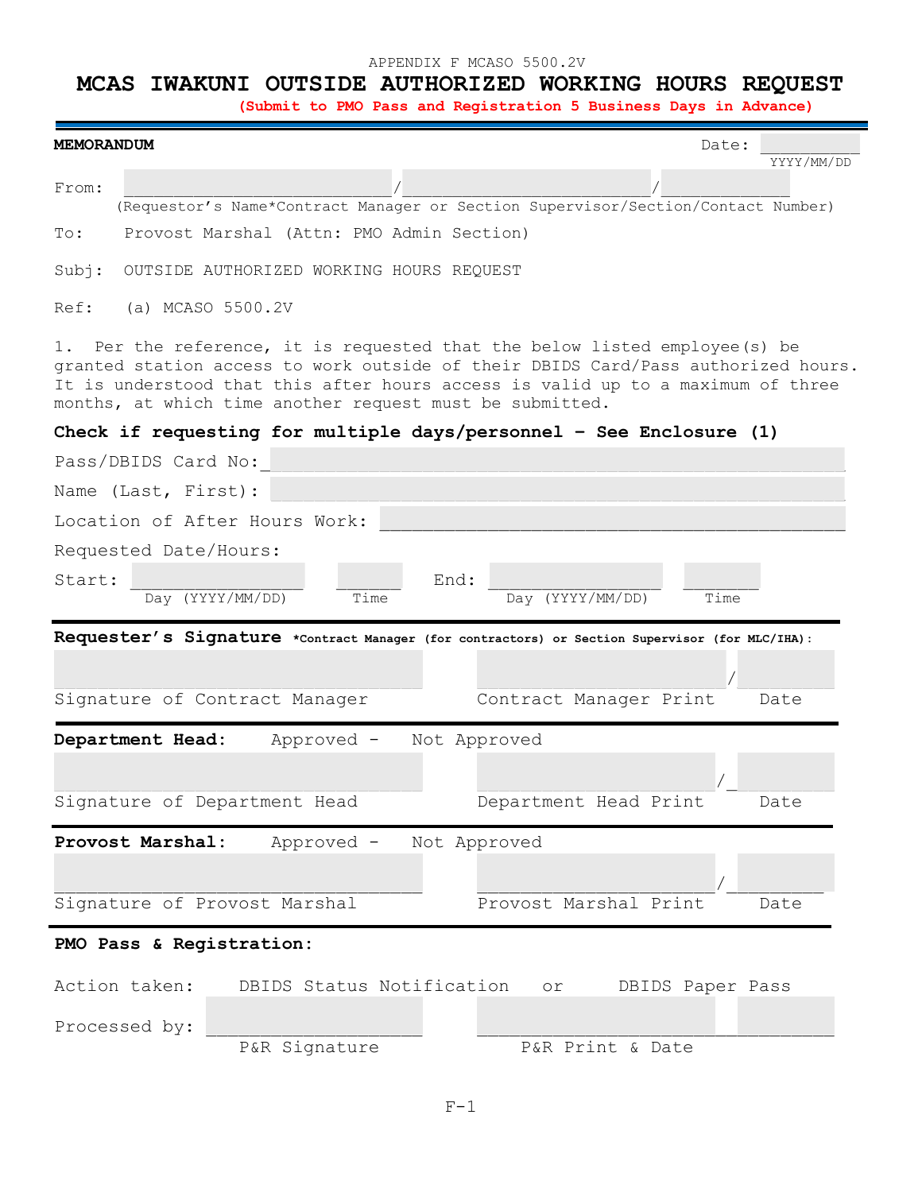APPENDIX F MCASO 5500.2V

# MCAS IWAKUNI OUTSIDE AUTHORIZED WORKING HOURS REQUEST

**(Submit to PMO Pass and Registration 5 Business Days in Advance)**

**MEMORANDUM**

Date: __________ YYYY/MM/DD

From: ___________________________/_________________________/_____________
(Requestor's Name*Contract Manager or Section Supervisor/Section/Contact Number)

To: Provost Marshal (Attn: PMO Admin Section)

Subj: OUTSIDE AUTHORIZED WORKING HOURS REQUEST

Ref: (a) MCASO 5500.2V

1. Per the reference, it is requested that the below listed employee(s) be granted station access to work outside of their DBIDS Card/Pass authorized hours. It is understood that this after hours access is valid up to a maximum of three months, at which time another request must be submitted.

**Check if requesting for multiple days/personnel – See Enclosure (1)**

Pass/DBIDS Card No: ____________________________________________

Name (Last, First): ____________________________________________

Location of After Hours Work: ____________________________________________

Requested Date/Hours:

Start: ________________ Day (YYYY/MM/DD) ______ Time End: ________________ Day (YYYY/MM/DD) _______ Time

**Requester's Signature** ***Contract Manager (for contractors) or Section Supervisor (for MLC/IHA):**

_________________________________ _________________________/__________
Signature of Contract Manager Contract Manager Print Date

**Department Head:** Approved - Not Approved

_________________________________ _________________________/__________
Signature of Department Head Department Head Print Date

**Provost Marshal:** Approved - Not Approved

_________________________________ _________________________/__________
Signature of Provost Marshal Provost Marshal Print Date

**PMO Pass & Registration:**

Action taken: DBIDS Status Notification or DBIDS Paper Pass

Processed by: _____________________ ______________________________________
P&R Signature P&R Print & Date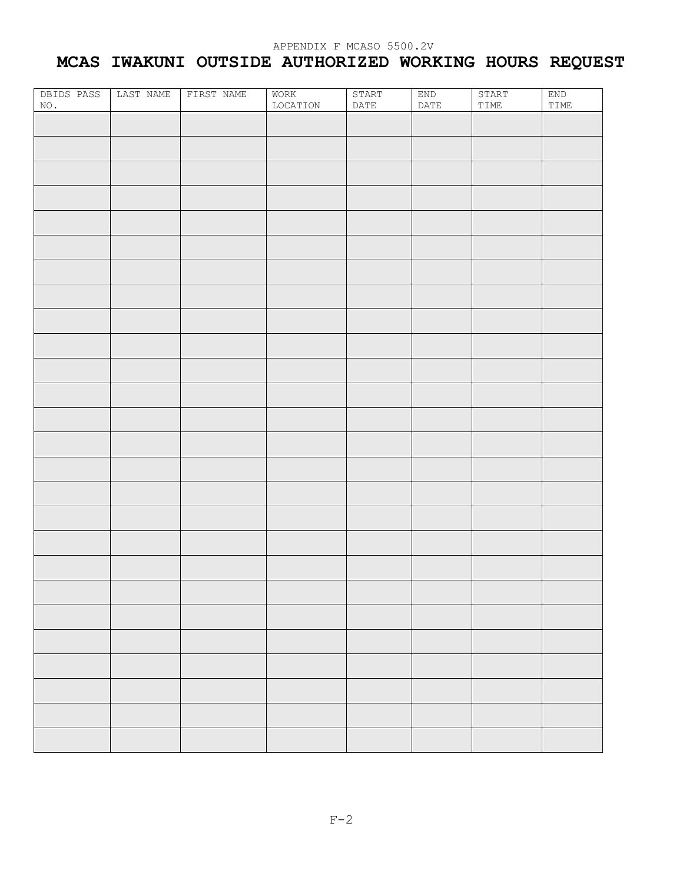APPENDIX F MCASO 5500.2V

# MCAS IWAKUNI OUTSIDE AUTHORIZED WORKING HOURS REQUEST

| DBIDS PASS NO. | LAST NAME | FIRST NAME | WORK LOCATION | START DATE | END DATE | START TIME | END TIME |
|---|---|---|---|---|---|---|---|
| | | | | | | | |
| | | | | | | | |
| | | | | | | | |
| | | | | | | | |
| | | | | | | | |
| | | | | | | | |
| | | | | | | | |
| | | | | | | | |
| | | | | | | | |
| | | | | | | | |
| | | | | | | | |
| | | | | | | | |
| | | | | | | | |
| | | | | | | | |
| | | | | | | | |
| | | | | | | | |
| | | | | | | | |
| | | | | | | | |
| | | | | | | | |
| | | | | | | | |
| | | | | | | | |
| | | | | | | | |
| | | | | | | | |
| | | | | | | | |
| | | | | | | | |
| | | | | | | | |
| | | | | | | | |

F-2